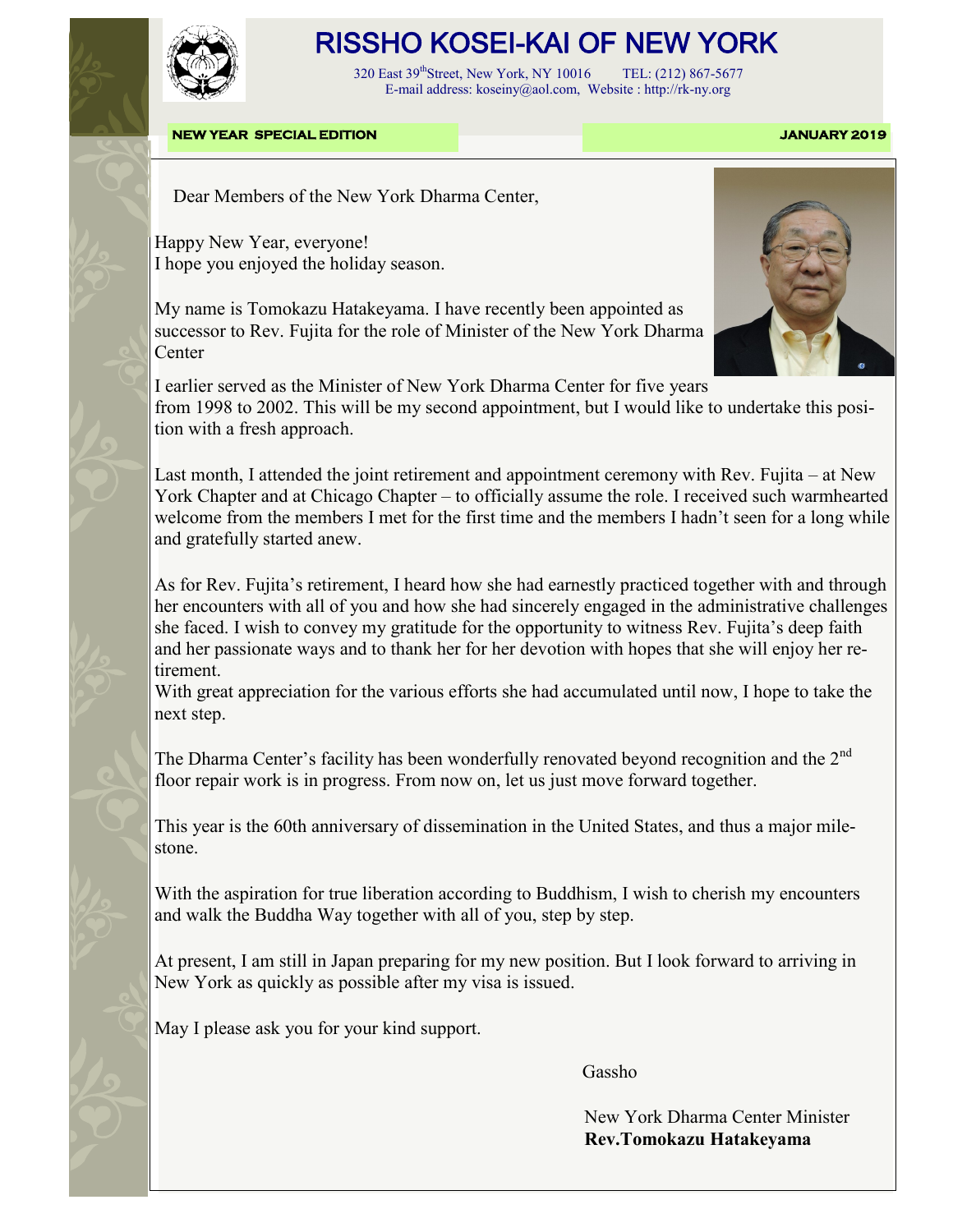# RISSHO KOSEI-KAI OF NEW YORK

320 East 39th Street, New York, NY 10016 TEL: (212) 867-5677
E-mail address: koseiny@aol.com, Website : http://rk-ny.org

**NEW YEAR SPECIAL EDITION** **JANUARY 2019**

Dear Members of the New York Dharma Center,

Happy New Year, everyone!
I hope you enjoyed the holiday season.

My name is Tomokazu Hatakeyama. I have recently been appointed as successor to Rev. Fujita for the role of Minister of the New York Dharma Center

I earlier served as the Minister of New York Dharma Center for five years from 1998 to 2002. This will be my second appointment, but I would like to undertake this position with a fresh approach.

Last month, I attended the joint retirement and appointment ceremony with Rev. Fujita – at New York Chapter and at Chicago Chapter – to officially assume the role. I received such warmhearted welcome from the members I met for the first time and the members I hadn't seen for a long while and gratefully started anew.

As for Rev. Fujita's retirement, I heard how she had earnestly practiced together with and through her encounters with all of you and how she had sincerely engaged in the administrative challenges she faced. I wish to convey my gratitude for the opportunity to witness Rev. Fujita's deep faith and her passionate ways and to thank her for her devotion with hopes that she will enjoy her retirement.
With great appreciation for the various efforts she had accumulated until now, I hope to take the next step.

The Dharma Center's facility has been wonderfully renovated beyond recognition and the 2nd floor repair work is in progress. From now on, let us just move forward together.

This year is the 60th anniversary of dissemination in the United States, and thus a major milestone.

With the aspiration for true liberation according to Buddhism, I wish to cherish my encounters and walk the Buddha Way together with all of you, step by step.

At present, I am still in Japan preparing for my new position. But I look forward to arriving in New York as quickly as possible after my visa is issued.

May I please ask you for your kind support.

Gassho

New York Dharma Center Minister
**Rev.Tomokazu Hatakeyama**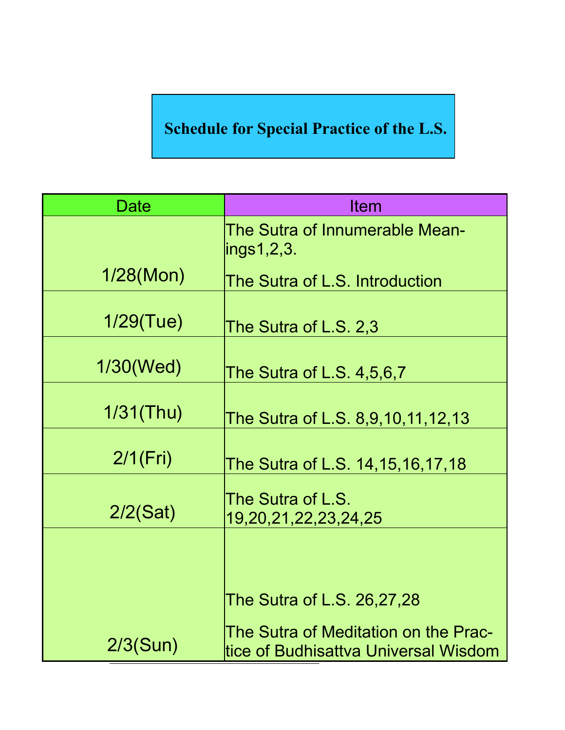# Schedule for Special Practice of the L.S.

| Date | Item |
| --- | --- |
| 1/28(Mon) | The Sutra of Innumerable Meanings1,2,3. The Sutra of L.S. Introduction |
| 1/29(Tue) | The Sutra of L.S. 2,3 |
| 1/30(Wed) | The Sutra of L.S. 4,5,6,7 |
| 1/31(Thu) | The Sutra of L.S. 8,9,10,11,12,13 |
| 2/1(Fri) | The Sutra of L.S. 14,15,16,17,18 |
| 2/2(Sat) | The Sutra of L.S. 19,20,21,22,23,24,25 |
| 2/3(Sun) | The Sutra of L.S. 26,27,28 The Sutra of Meditation on the Practice of Budhisattva Universal Wisdom |